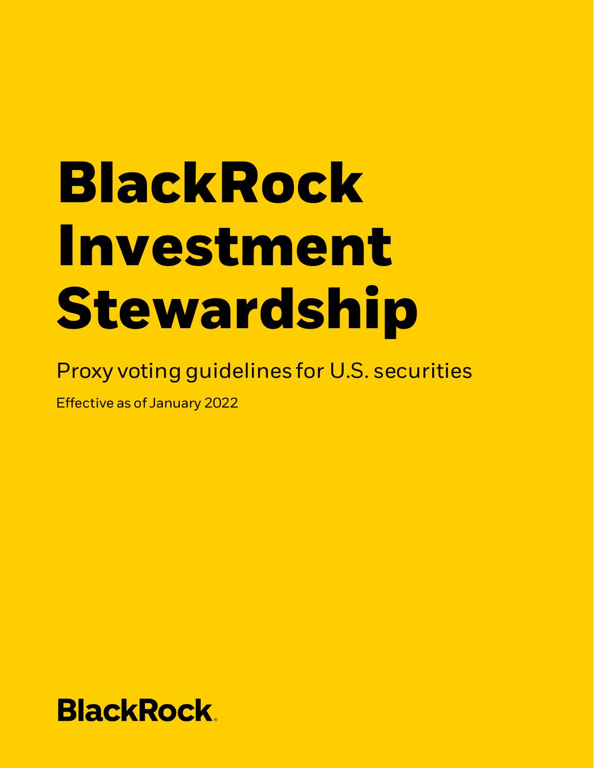# BlackRock Investment Stewardship

Proxy voting guidelines for U.S. securities

Effective as of January 2022

BlackRock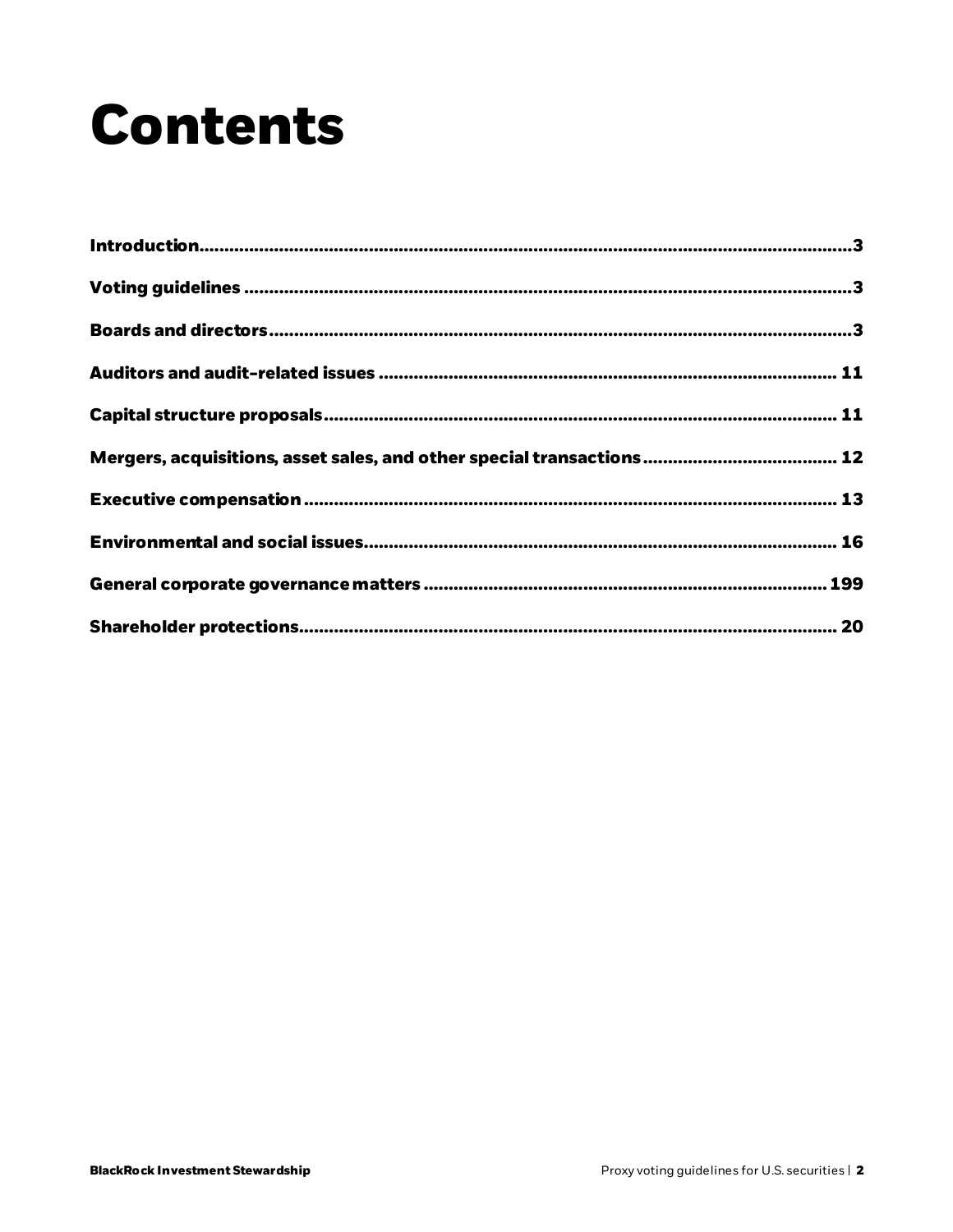# Contents

**Introduction** .................................................... 3

**Voting guidelines** .................................................... 3

**Boards and directors** .................................................... 3

**Auditors and audit-related issues** .................................................... 11

**Capital structure proposals** .................................................... 11

**Mergers, acquisitions, asset sales, and other special transactions** .................................................... 12

**Executive compensation** .................................................... 13

**Environmental and social issues** .................................................... 16

**General corporate governance matters** .................................................... 199

**Shareholder protections** .................................................... 20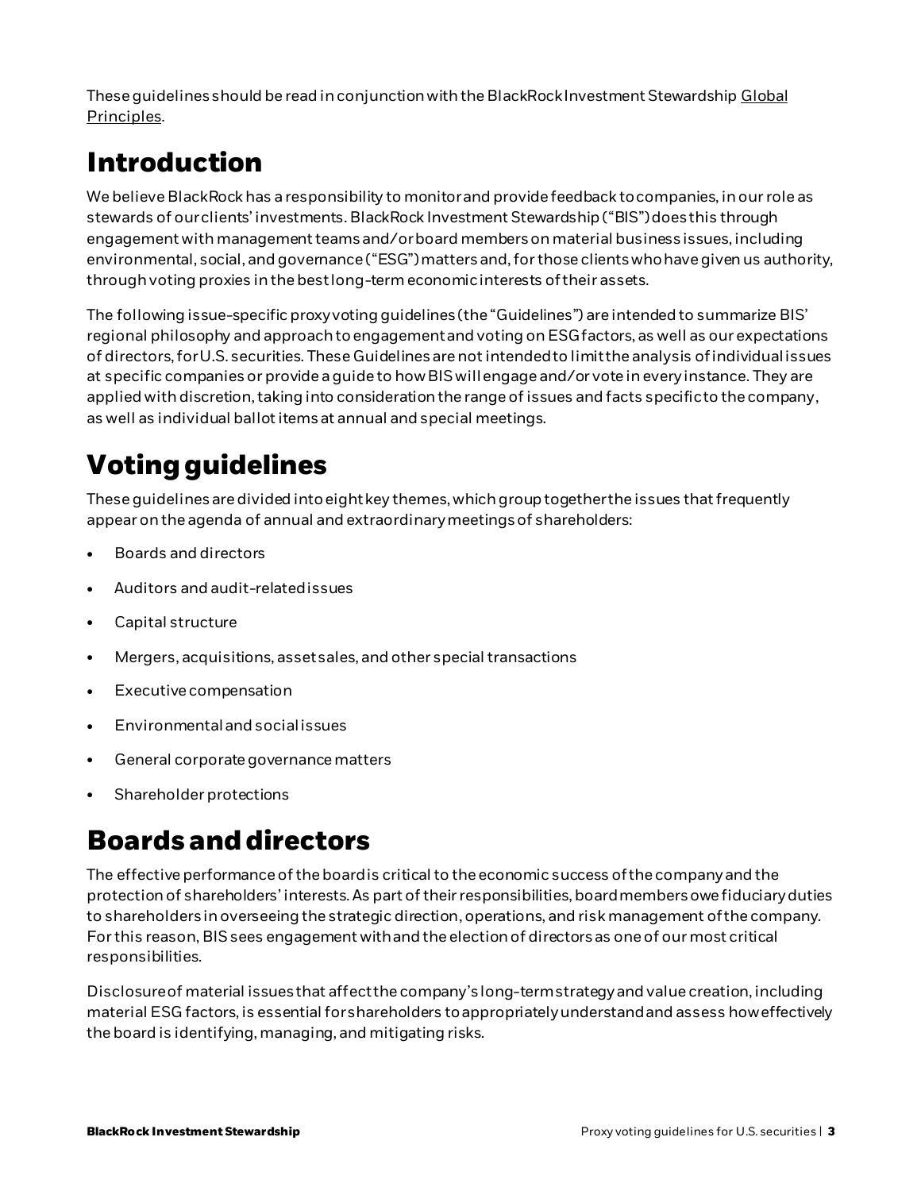These guidelines should be read in conjunction with the BlackRock Investment Stewardship [Global Principles](#).

# Introduction

We believe BlackRock has a responsibility to monitor and provide feedback to companies, in our role as stewards of our clients' investments. BlackRock Investment Stewardship ("BIS") does this through engagement with management teams and/or board members on material business issues, including environmental, social, and governance ("ESG") matters and, for those clients who have given us authority, through voting proxies in the best long-term economic interests of their assets.

The following issue-specific proxy voting guidelines (the "Guidelines") are intended to summarize BIS' regional philosophy and approach to engagement and voting on ESG factors, as well as our expectations of directors, for U.S. securities. These Guidelines are not intended to limit the analysis of individual issues at specific companies or provide a guide to how BIS will engage and/or vote in every instance. They are applied with discretion, taking into consideration the range of issues and facts specific to the company, as well as individual ballot items at annual and special meetings.

# Voting guidelines

These guidelines are divided into eight key themes, which group together the issues that frequently appear on the agenda of annual and extraordinary meetings of shareholders:

- Boards and directors
- Auditors and audit-related issues
- Capital structure
- Mergers, acquisitions, asset sales, and other special transactions
- Executive compensation
- Environmental and social issues
- General corporate governance matters
- Shareholder protections

# Boards and directors

The effective performance of the board is critical to the economic success of the company and the protection of shareholders' interests. As part of their responsibilities, board members owe fiduciary duties to shareholders in overseeing the strategic direction, operations, and risk management of the company. For this reason, BIS sees engagement with and the election of directors as one of our most critical responsibilities.

Disclosure of material issues that affect the company's long-term strategy and value creation, including material ESG factors, is essential for shareholders to appropriately understand and assess how effectively the board is identifying, managing, and mitigating risks.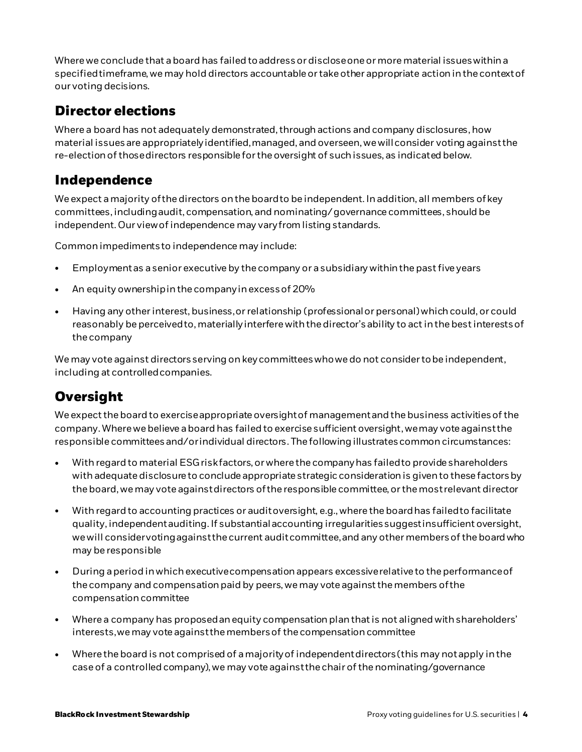Where we conclude that a board has failed to address or disclose one or more material issues within a specified timeframe, we may hold directors accountable or take other appropriate action in the context of our voting decisions.

## Director elections

Where a board has not adequately demonstrated, through actions and company disclosures, how material issues are appropriately identified, managed, and overseen, we will consider voting against the re-election of those directors responsible for the oversight of such issues, as indicated below.

## Independence

We expect a majority of the directors on the board to be independent. In addition, all members of key committees, including audit, compensation, and nominating/governance committees, should be independent. Our view of independence may vary from listing standards.

Common impediments to independence may include:

- Employment as a senior executive by the company or a subsidiary within the past five years
- An equity ownership in the company in excess of 20%
- Having any other interest, business, or relationship (professional or personal) which could, or could reasonably be perceived to, materially interfere with the director's ability to act in the best interests of the company

We may vote against directors serving on key committees who we do not consider to be independent, including at controlled companies.

## Oversight

We expect the board to exercise appropriate oversight of management and the business activities of the company. Where we believe a board has failed to exercise sufficient oversight, we may vote against the responsible committees and/or individual directors. The following illustrates common circumstances:

- With regard to material ESG risk factors, or where the company has failed to provide shareholders with adequate disclosure to conclude appropriate strategic consideration is given to these factors by the board, we may vote against directors of the responsible committee, or the most relevant director
- With regard to accounting practices or audit oversight, e.g., where the board has failed to facilitate quality, independent auditing. If substantial accounting irregularities suggest insufficient oversight, we will consider voting against the current audit committee, and any other members of the board who may be responsible
- During a period in which executive compensation appears excessive relative to the performance of the company and compensation paid by peers, we may vote against the members of the compensation committee
- Where a company has proposed an equity compensation plan that is not aligned with shareholders' interests, we may vote against the members of the compensation committee
- Where the board is not comprised of a majority of independent directors (this may not apply in the case of a controlled company), we may vote against the chair of the nominating/governance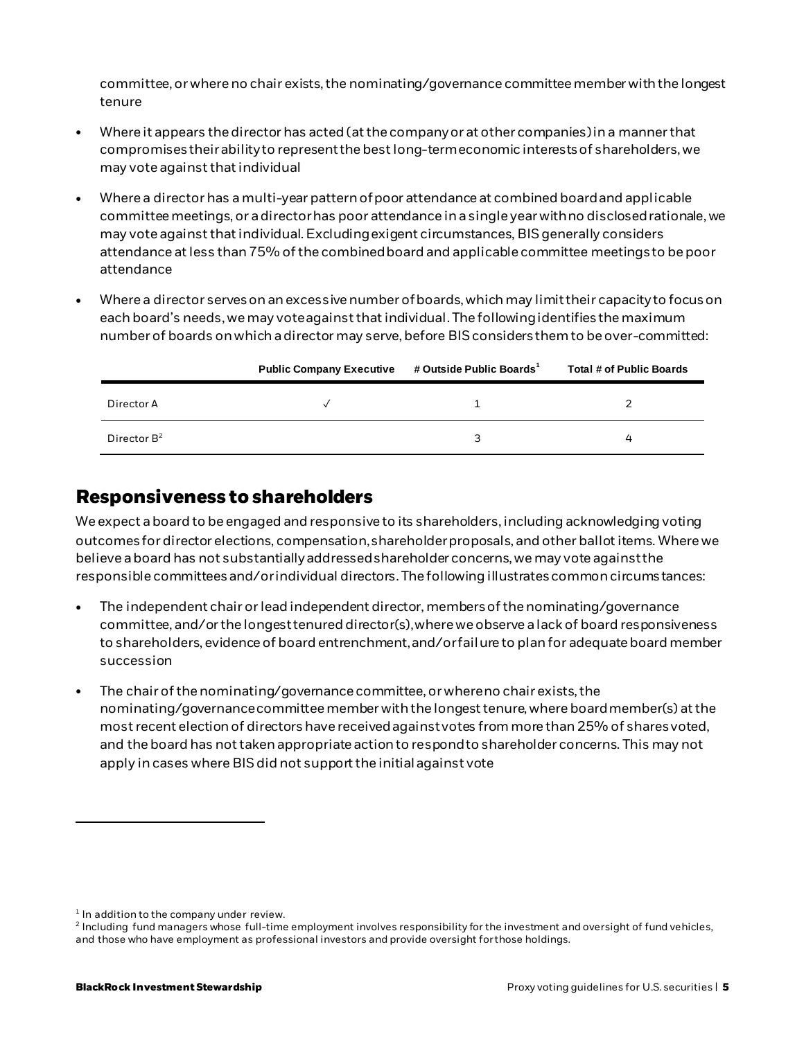committee, or where no chair exists, the nominating/governance committee member with the longest tenure

- Where it appears the director has acted (at the company or at other companies) in a manner that compromises their ability to represent the best long-term economic interests of shareholders, we may vote against that individual
- Where a director has a multi-year pattern of poor attendance at combined board and applicable committee meetings, or a director has poor attendance in a single year with no disclosed rationale, we may vote against that individual. Excluding exigent circumstances, BIS generally considers attendance at less than 75% of the combined board and applicable committee meetings to be poor attendance
- Where a director serves on an excessive number of boards, which may limit their capacity to focus on each board's needs, we may vote against that individual. The following identifies the maximum number of boards on which a director may serve, before BIS considers them to be over-committed:

| | Public Company Executive | # Outside Public Boards[1] | Total # of Public Boards |
|---|---|---|---|
| Director A | ✓ | 1 | 2 |
| Director B[2] | | 3 | 4 |

## Responsiveness to shareholders

We expect a board to be engaged and responsive to its shareholders, including acknowledging voting outcomes for director elections, compensation, shareholder proposals, and other ballot items. Where we believe a board has not substantially addressed shareholder concerns, we may vote against the responsible committees and/or individual directors. The following illustrates common circumstances:

- The independent chair or lead independent director, members of the nominating/governance committee, and/or the longest tenured director(s), where we observe a lack of board responsiveness to shareholders, evidence of board entrenchment, and/or failure to plan for adequate board member succession
- The chair of the nominating/governance committee, or where no chair exists, the nominating/governance committee member with the longest tenure, where board member(s) at the most recent election of directors have received against votes from more than 25% of shares voted, and the board has not taken appropriate action to respond to shareholder concerns. This may not apply in cases where BIS did not support the initial against vote

[1] In addition to the company under review.

[2] Including fund managers whose full-time employment involves responsibility for the investment and oversight of fund vehicles, and those who have employment as professional investors and provide oversight for those holdings.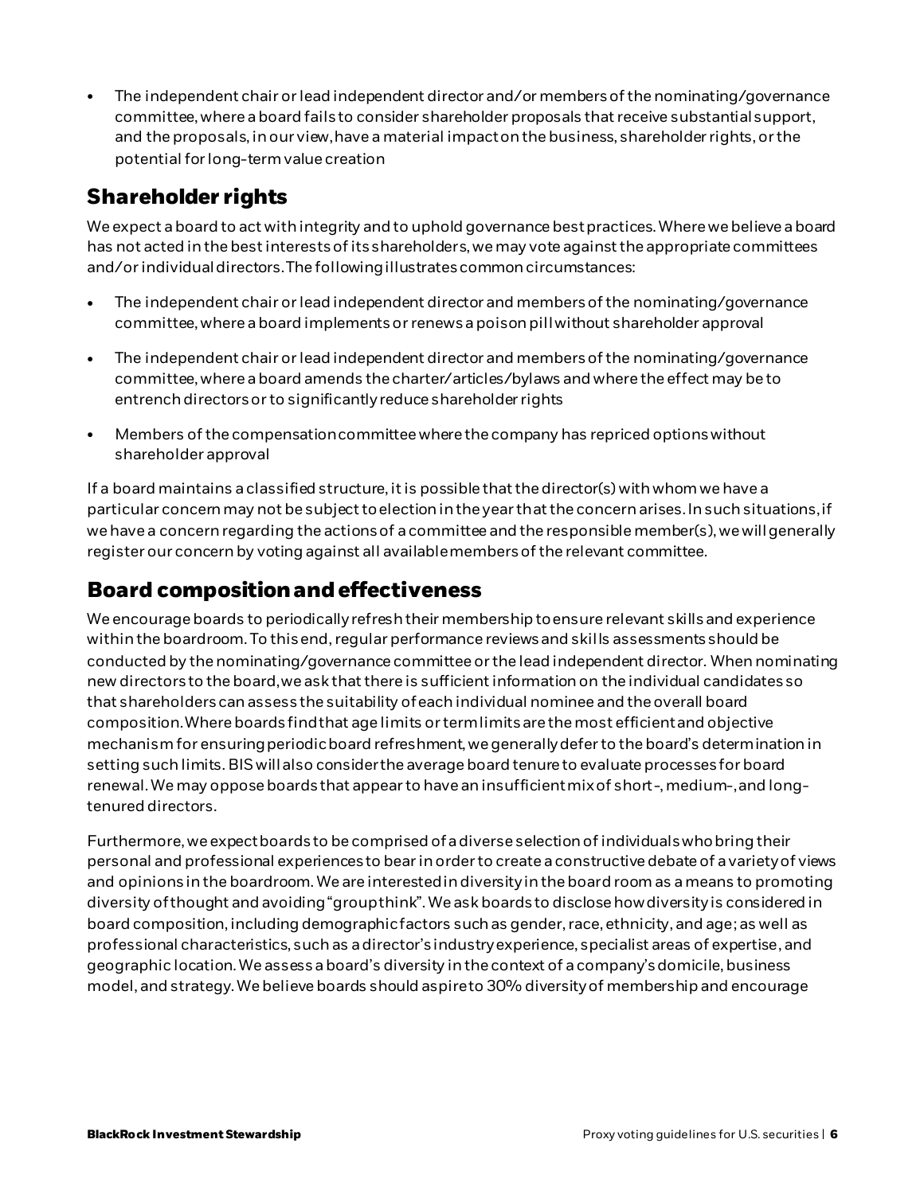- The independent chair or lead independent director and/or members of the nominating/governance committee, where a board fails to consider shareholder proposals that receive substantial support, and the proposals, in our view, have a material impact on the business, shareholder rights, or the potential for long-term value creation

## Shareholder rights

We expect a board to act with integrity and to uphold governance best practices. Where we believe a board has not acted in the best interests of its shareholders, we may vote against the appropriate committees and/or individual directors. The following illustrates common circumstances:

- The independent chair or lead independent director and members of the nominating/governance committee, where a board implements or renews a poison pill without shareholder approval
- The independent chair or lead independent director and members of the nominating/governance committee, where a board amends the charter/articles/bylaws and where the effect may be to entrench directors or to significantly reduce shareholder rights
- Members of the compensation committee where the company has repriced options without shareholder approval

If a board maintains a classified structure, it is possible that the director(s) with whom we have a particular concern may not be subject to election in the year that the concern arises. In such situations, if we have a concern regarding the actions of a committee and the responsible member(s), we will generally register our concern by voting against all available members of the relevant committee.

## Board composition and effectiveness

We encourage boards to periodically refresh their membership to ensure relevant skills and experience within the boardroom. To this end, regular performance reviews and skills assessments should be conducted by the nominating/governance committee or the lead independent director. When nominating new directors to the board, we ask that there is sufficient information on the individual candidates so that shareholders can assess the suitability of each individual nominee and the overall board composition. Where boards find that age limits or term limits are the most efficient and objective mechanism for ensuring periodic board refreshment, we generally defer to the board's determination in setting such limits. BIS will also consider the average board tenure to evaluate processes for board renewal. We may oppose boards that appear to have an insufficient mix of short-, medium-, and long-tenured directors.

Furthermore, we expect boards to be comprised of a diverse selection of individuals who bring their personal and professional experiences to bear in order to create a constructive debate of a variety of views and opinions in the boardroom. We are interested in diversity in the board room as a means to promoting diversity of thought and avoiding "groupthink". We ask boards to disclose how diversity is considered in board composition, including demographic factors such as gender, race, ethnicity, and age; as well as professional characteristics, such as a director's industry experience, specialist areas of expertise, and geographic location. We assess a board's diversity in the context of a company's domicile, business model, and strategy. We believe boards should aspire to 30% diversity of membership and encourage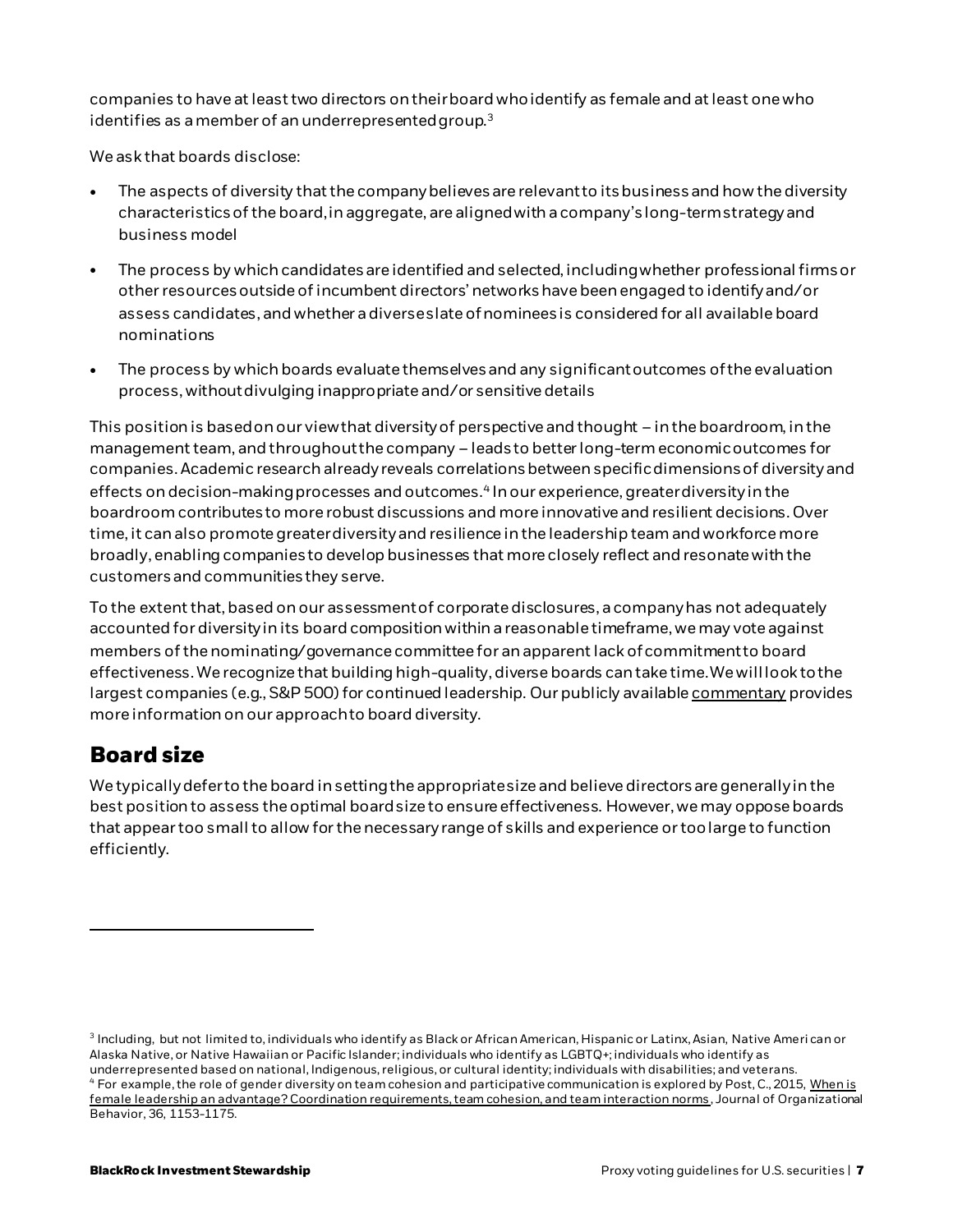companies to have at least two directors on their board who identify as female and at least one who identifies as a member of an underrepresented group.[3]

We ask that boards disclose:

- The aspects of diversity that the company believes are relevant to its business and how the diversity characteristics of the board, in aggregate, are aligned with a company's long-term strategy and business model
- The process by which candidates are identified and selected, including whether professional firms or other resources outside of incumbent directors' networks have been engaged to identify and/or assess candidates, and whether a diverse slate of nominees is considered for all available board nominations
- The process by which boards evaluate themselves and any significant outcomes of the evaluation process, without divulging inappropriate and/or sensitive details

This position is based on our view that diversity of perspective and thought – in the boardroom, in the management team, and throughout the company – leads to better long-term economic outcomes for companies. Academic research already reveals correlations between specific dimensions of diversity and effects on decision-making processes and outcomes.[4] In our experience, greater diversity in the boardroom contributes to more robust discussions and more innovative and resilient decisions. Over time, it can also promote greater diversity and resilience in the leadership team and workforce more broadly, enabling companies to develop businesses that more closely reflect and resonate with the customers and communities they serve.

To the extent that, based on our assessment of corporate disclosures, a company has not adequately accounted for diversity in its board composition within a reasonable timeframe, we may vote against members of the nominating/governance committee for an apparent lack of commitment to board effectiveness. We recognize that building high-quality, diverse boards can take time. We will look to the largest companies (e.g., S&P 500) for continued leadership. Our publicly available commentary provides more information on our approach to board diversity.

## Board size

We typically defer to the board in setting the appropriate size and believe directors are generally in the best position to assess the optimal board size to ensure effectiveness. However, we may oppose boards that appear too small to allow for the necessary range of skills and experience or too large to function efficiently.

---

[3] Including, but not limited to, individuals who identify as Black or African American, Hispanic or Latinx, Asian, Native American or Alaska Native, or Native Hawaiian or Pacific Islander; individuals who identify as LGBTQ+; individuals who identify as underrepresented based on national, Indigenous, religious, or cultural identity; individuals with disabilities; and veterans.

[4] For example, the role of gender diversity on team cohesion and participative communication is explored by Post, C., 2015, When is female leadership an advantage? Coordination requirements, team cohesion, and team interaction norms, Journal of Organizational Behavior, 36, 1153-1175.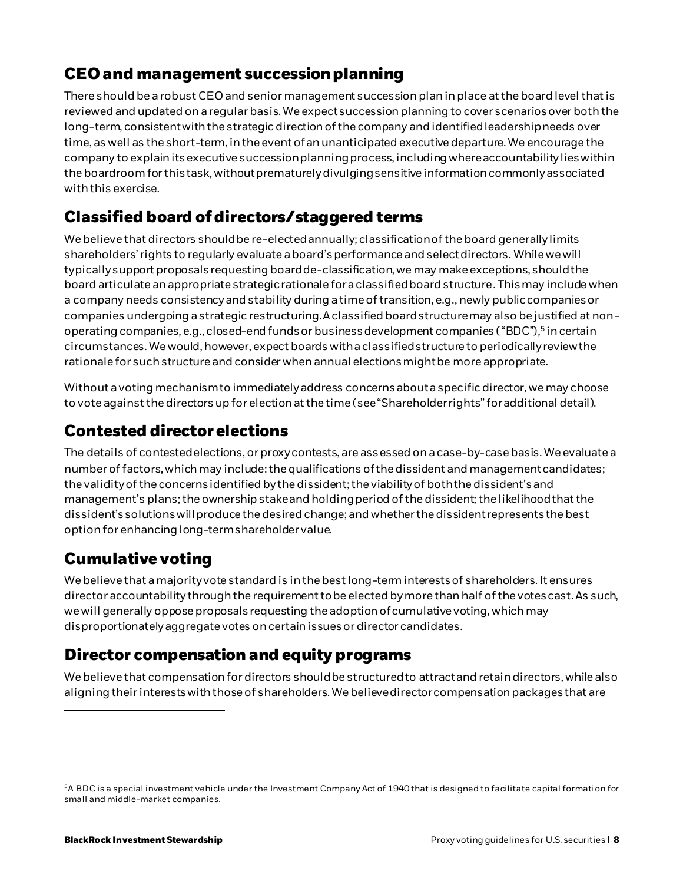## CEO and management succession planning

There should be a robust CEO and senior management succession plan in place at the board level that is reviewed and updated on a regular basis. We expect succession planning to cover scenarios over both the long-term, consistent with the strategic direction of the company and identified leadership needs over time, as well as the short-term, in the event of an unanticipated executive departure. We encourage the company to explain its executive succession planning process, including where accountability lies within the boardroom for this task, without prematurely divulging sensitive information commonly associated with this exercise.

## Classified board of directors/staggered terms

We believe that directors should be re-elected annually; classification of the board generally limits shareholders' rights to regularly evaluate a board's performance and select directors. While we will typically support proposals requesting board de-classification, we may make exceptions, should the board articulate an appropriate strategic rationale for a classified board structure. This may include when a company needs consistency and stability during a time of transition, e.g., newly public companies or companies undergoing a strategic restructuring. A classified board structure may also be justified at non-operating companies, e.g., closed-end funds or business development companies ("BDC"),[5] in certain circumstances. We would, however, expect boards with a classified structure to periodically review the rationale for such structure and consider when annual elections might be more appropriate.

Without a voting mechanism to immediately address concerns about a specific director, we may choose to vote against the directors up for election at the time (see "Shareholder rights" for additional detail).

## Contested director elections

The details of contested elections, or proxy contests, are assessed on a case-by-case basis. We evaluate a number of factors, which may include: the qualifications of the dissident and management candidates; the validity of the concerns identified by the dissident; the viability of both the dissident's and management's plans; the ownership stake and holding period of the dissident; the likelihood that the dissident's solutions will produce the desired change; and whether the dissident represents the best option for enhancing long-term shareholder value.

## Cumulative voting

We believe that a majority vote standard is in the best long-term interests of shareholders. It ensures director accountability through the requirement to be elected by more than half of the votes cast. As such, we will generally oppose proposals requesting the adoption of cumulative voting, which may disproportionately aggregate votes on certain issues or director candidates.

## Director compensation and equity programs

We believe that compensation for directors should be structured to attract and retain directors, while also aligning their interests with those of shareholders. We believe director compensation packages that are

---

[5] A BDC is a special investment vehicle under the Investment Company Act of 1940 that is designed to facilitate capital formation for small and middle-market companies.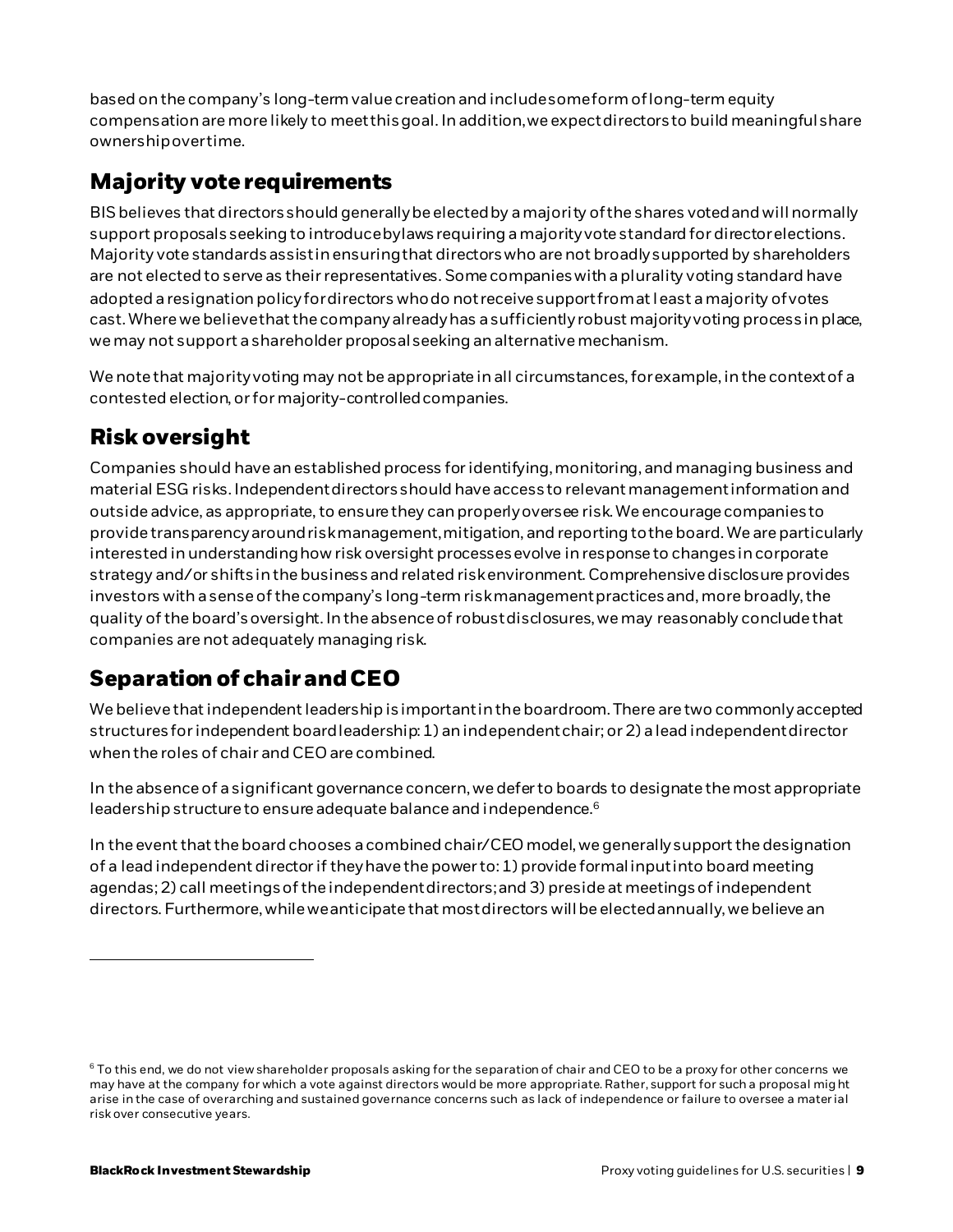based on the company's long-term value creation and include some form of long-term equity compensation are more likely to meet this goal. In addition, we expect directors to build meaningful share ownership over time.

## Majority vote requirements

BIS believes that directors should generally be elected by a majority of the shares voted and will normally support proposals seeking to introduce bylaws requiring a majority vote standard for director elections. Majority vote standards assist in ensuring that directors who are not broadly supported by shareholders are not elected to serve as their representatives. Some companies with a plurality voting standard have adopted a resignation policy for directors who do not receive support from at least a majority of votes cast. Where we believe that the company already has a sufficiently robust majority voting process in place, we may not support a shareholder proposal seeking an alternative mechanism.

We note that majority voting may not be appropriate in all circumstances, for example, in the context of a contested election, or for majority-controlled companies.

## Risk oversight

Companies should have an established process for identifying, monitoring, and managing business and material ESG risks. Independent directors should have access to relevant management information and outside advice, as appropriate, to ensure they can properly oversee risk. We encourage companies to provide transparency around risk management, mitigation, and reporting to the board. We are particularly interested in understanding how risk oversight processes evolve in response to changes in corporate strategy and/or shifts in the business and related risk environment. Comprehensive disclosure provides investors with a sense of the company's long-term risk management practices and, more broadly, the quality of the board's oversight. In the absence of robust disclosures, we may reasonably conclude that companies are not adequately managing risk.

## Separation of chair and CEO

We believe that independent leadership is important in the boardroom. There are two commonly accepted structures for independent board leadership: 1) an independent chair; or 2) a lead independent director when the roles of chair and CEO are combined.

In the absence of a significant governance concern, we defer to boards to designate the most appropriate leadership structure to ensure adequate balance and independence.[6]

In the event that the board chooses a combined chair/CEO model, we generally support the designation of a lead independent director if they have the power to: 1) provide formal input into board meeting agendas; 2) call meetings of the independent directors; and 3) preside at meetings of independent directors. Furthermore, while we anticipate that most directors will be elected annually, we believe an

---

[6] To this end, we do not view shareholder proposals asking for the separation of chair and CEO to be a proxy for other concerns we may have at the company for which a vote against directors would be more appropriate. Rather, support for such a proposal might arise in the case of overarching and sustained governance concerns such as lack of independence or failure to oversee a material risk over consecutive years.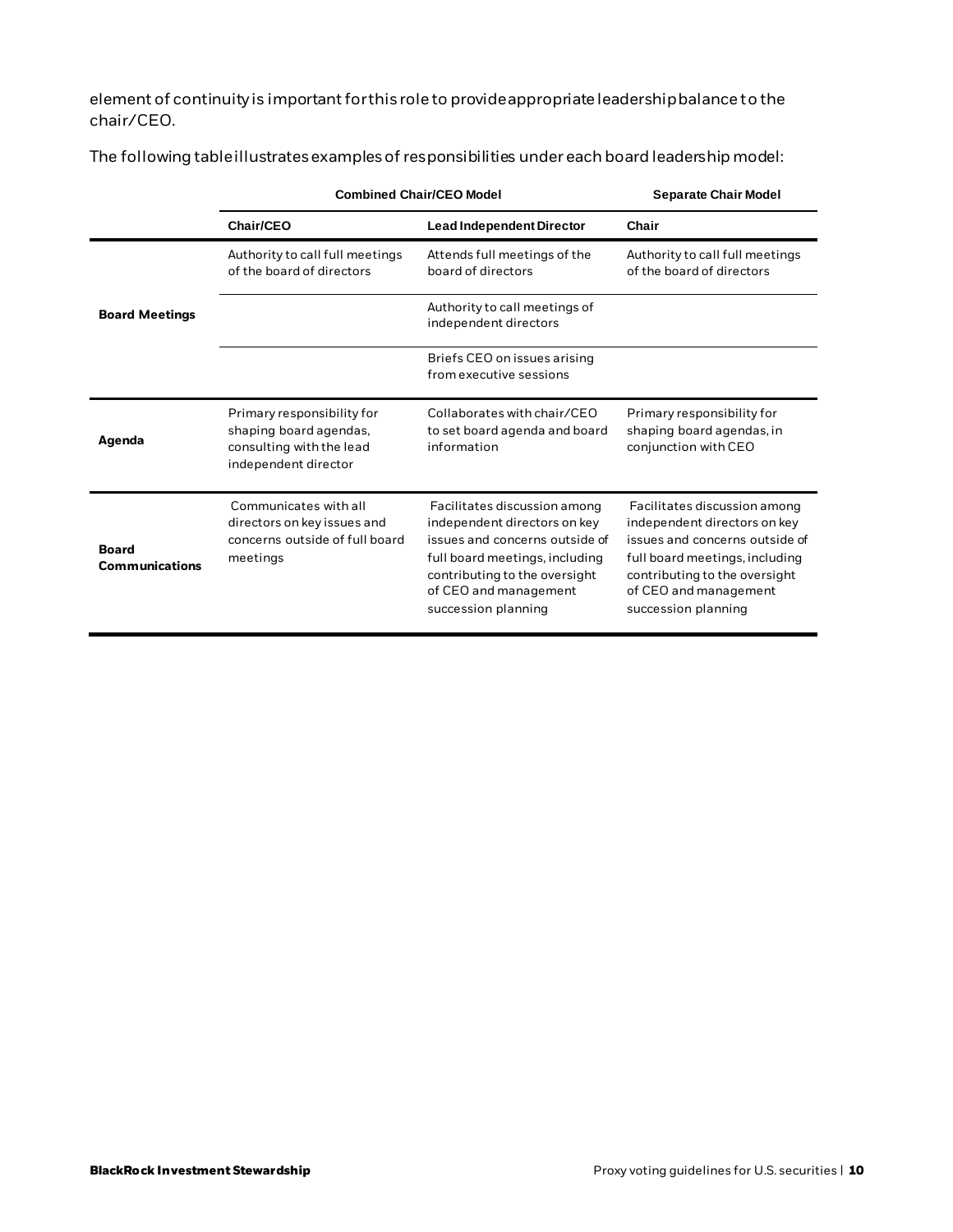element of continuity is important for this role to provide appropriate leadership balance to the chair/CEO.

The following table illustrates examples of responsibilities under each board leadership model:

| | Combined Chair/CEO Model | | Separate Chair Model |
|---|---|---|---|
| | **Chair/CEO** | **Lead Independent Director** | **Chair** |
| **Board Meetings** | Authority to call full meetings of the board of directors | Attends full meetings of the board of directors | Authority to call full meetings of the board of directors |
| | | Authority to call meetings of independent directors | |
| | | Briefs CEO on issues arising from executive sessions | |
| **Agenda** | Primary responsibility for shaping board agendas, consulting with the lead independent director | Collaborates with chair/CEO to set board agenda and board information | Primary responsibility for shaping board agendas, in conjunction with CEO |
| **Board Communications** | Communicates with all directors on key issues and concerns outside of full board meetings | Facilitates discussion among independent directors on key issues and concerns outside of full board meetings, including contributing to the oversight of CEO and management succession planning | Facilitates discussion among independent directors on key issues and concerns outside of full board meetings, including contributing to the oversight of CEO and management succession planning |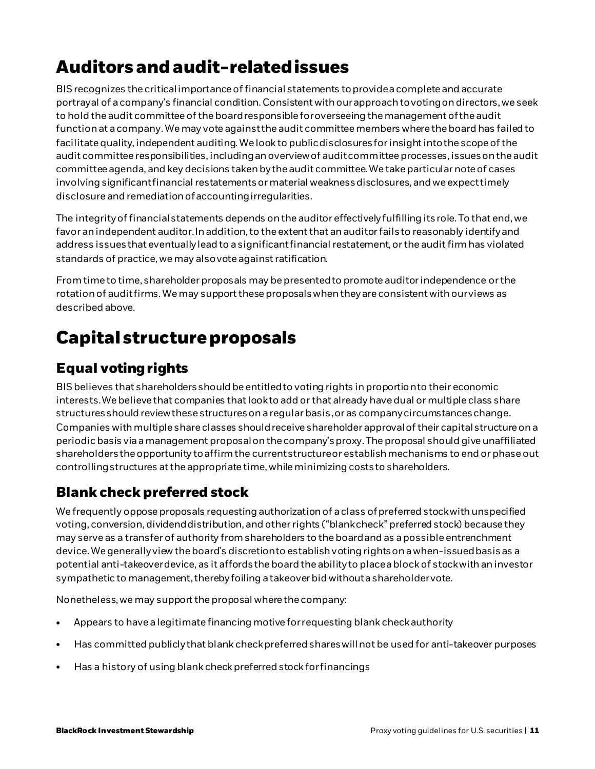# Auditors and audit-related issues

BIS recognizes the critical importance of financial statements to provide a complete and accurate portrayal of a company's financial condition. Consistent with our approach to voting on directors, we seek to hold the audit committee of the board responsible for overseeing the management of the audit function at a company. We may vote against the audit committee members where the board has failed to facilitate quality, independent auditing. We look to public disclosures for insight into the scope of the audit committee responsibilities, including an overview of audit committee processes, issues on the audit committee agenda, and key decisions taken by the audit committee. We take particular note of cases involving significant financial restatements or material weakness disclosures, and we expect timely disclosure and remediation of accounting irregularities.

The integrity of financial statements depends on the auditor effectively fulfilling its role. To that end, we favor an independent auditor. In addition, to the extent that an auditor fails to reasonably identify and address issues that eventually lead to a significant financial restatement, or the audit firm has violated standards of practice, we may also vote against ratification.

From time to time, shareholder proposals may be presented to promote auditor independence or the rotation of audit firms. We may support these proposals when they are consistent with our views as described above.

# Capital structure proposals

## Equal voting rights

BIS believes that shareholders should be entitled to voting rights in proportion to their economic interests. We believe that companies that look to add or that already have dual or multiple class share structures should review these structures on a regular basis, or as company circumstances change. Companies with multiple share classes should receive shareholder approval of their capital structure on a periodic basis via a management proposal on the company's proxy. The proposal should give unaffiliated shareholders the opportunity to affirm the current structure or establish mechanisms to end or phase out controlling structures at the appropriate time, while minimizing costs to shareholders.

## Blank check preferred stock

We frequently oppose proposals requesting authorization of a class of preferred stock with unspecified voting, conversion, dividend distribution, and other rights ("blank check" preferred stock) because they may serve as a transfer of authority from shareholders to the board and as a possible entrenchment device. We generally view the board's discretion to establish voting rights on a when-issued basis as a potential anti-takeover device, as it affords the board the ability to place a block of stock with an investor sympathetic to management, thereby foiling a takeover bid without a shareholder vote.

Nonetheless, we may support the proposal where the company:

- Appears to have a legitimate financing motive for requesting blank check authority
- Has committed publicly that blank check preferred shares will not be used for anti-takeover purposes
- Has a history of using blank check preferred stock for financings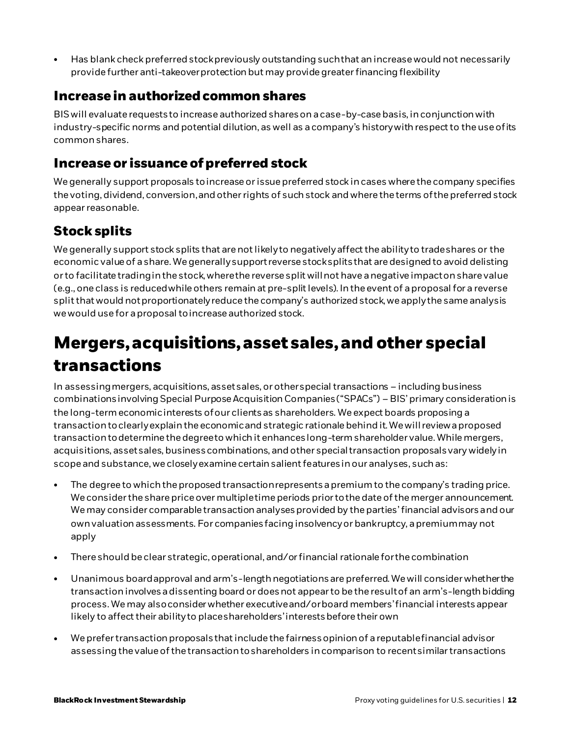- Has blank check preferred stock previously outstanding such that an increase would not necessarily provide further anti-takeover protection but may provide greater financing flexibility

## Increase in authorized common shares

BIS will evaluate requests to increase authorized shares on a case-by-case basis, in conjunction with industry-specific norms and potential dilution, as well as a company's history with respect to the use of its common shares.

## Increase or issuance of preferred stock

We generally support proposals to increase or issue preferred stock in cases where the company specifies the voting, dividend, conversion, and other rights of such stock and where the terms of the preferred stock appear reasonable.

## Stock splits

We generally support stock splits that are not likely to negatively affect the ability to trade shares or the economic value of a share. We generally support reverse stock splits that are designed to avoid delisting or to facilitate trading in the stock, where the reverse split will not have a negative impact on share value (e.g., one class is reduced while others remain at pre-split levels). In the event of a proposal for a reverse split that would not proportionately reduce the company's authorized stock, we apply the same analysis we would use for a proposal to increase authorized stock.

# Mergers, acquisitions, asset sales, and other special transactions

In assessing mergers, acquisitions, asset sales, or other special transactions – including business combinations involving Special Purpose Acquisition Companies ("SPACs") – BIS' primary consideration is the long-term economic interests of our clients as shareholders. We expect boards proposing a transaction to clearly explain the economic and strategic rationale behind it. We will review a proposed transaction to determine the degree to which it enhances long-term shareholder value. While mergers, acquisitions, asset sales, business combinations, and other special transaction proposals vary widely in scope and substance, we closely examine certain salient features in our analyses, such as:

- The degree to which the proposed transaction represents a premium to the company's trading price. We consider the share price over multiple time periods prior to the date of the merger announcement. We may consider comparable transaction analyses provided by the parties' financial advisors and our own valuation assessments. For companies facing insolvency or bankruptcy, a premium may not apply
- There should be clear strategic, operational, and/or financial rationale for the combination
- Unanimous board approval and arm's-length negotiations are preferred. We will consider whether the transaction involves a dissenting board or does not appear to be the result of an arm's-length bidding process. We may also consider whether executive and/or board members' financial interests appear likely to affect their ability to place shareholders' interests before their own
- We prefer transaction proposals that include the fairness opinion of a reputable financial advisor assessing the value of the transaction to shareholders in comparison to recent similar transactions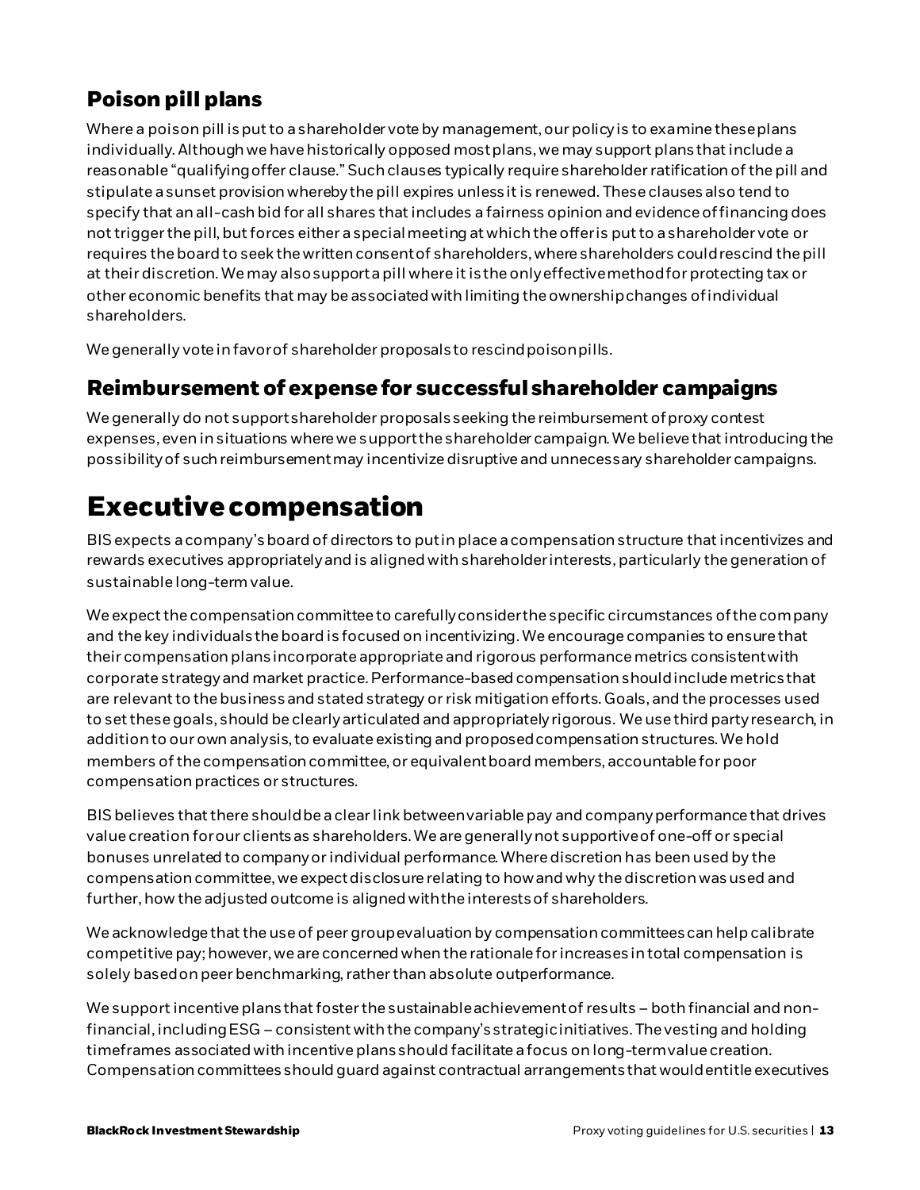## Poison pill plans

Where a poison pill is put to a shareholder vote by management, our policy is to examine these plans individually. Although we have historically opposed most plans, we may support plans that include a reasonable "qualifying offer clause." Such clauses typically require shareholder ratification of the pill and stipulate a sunset provision whereby the pill expires unless it is renewed. These clauses also tend to specify that an all-cash bid for all shares that includes a fairness opinion and evidence of financing does not trigger the pill, but forces either a special meeting at which the offer is put to a shareholder vote or requires the board to seek the written consent of shareholders, where shareholders could rescind the pill at their discretion. We may also support a pill where it is the only effective method for protecting tax or other economic benefits that may be associated with limiting the ownership changes of individual shareholders.

We generally vote in favor of shareholder proposals to rescind poison pills.

## Reimbursement of expense for successful shareholder campaigns

We generally do not support shareholder proposals seeking the reimbursement of proxy contest expenses, even in situations where we support the shareholder campaign. We believe that introducing the possibility of such reimbursement may incentivize disruptive and unnecessary shareholder campaigns.

# Executive compensation

BIS expects a company's board of directors to put in place a compensation structure that incentivizes and rewards executives appropriately and is aligned with shareholder interests, particularly the generation of sustainable long-term value.

We expect the compensation committee to carefully consider the specific circumstances of the company and the key individuals the board is focused on incentivizing. We encourage companies to ensure that their compensation plans incorporate appropriate and rigorous performance metrics consistent with corporate strategy and market practice. Performance-based compensation should include metrics that are relevant to the business and stated strategy or risk mitigation efforts. Goals, and the processes used to set these goals, should be clearly articulated and appropriately rigorous. We use third party research, in addition to our own analysis, to evaluate existing and proposed compensation structures. We hold members of the compensation committee, or equivalent board members, accountable for poor compensation practices or structures.

BIS believes that there should be a clear link between variable pay and company performance that drives value creation for our clients as shareholders. We are generally not supportive of one-off or special bonuses unrelated to company or individual performance. Where discretion has been used by the compensation committee, we expect disclosure relating to how and why the discretion was used and further, how the adjusted outcome is aligned with the interests of shareholders.

We acknowledge that the use of peer group evaluation by compensation committees can help calibrate competitive pay; however, we are concerned when the rationale for increases in total compensation is solely based on peer benchmarking, rather than absolute outperformance.

We support incentive plans that foster the sustainable achievement of results – both financial and non-financial, including ESG – consistent with the company's strategic initiatives. The vesting and holding timeframes associated with incentive plans should facilitate a focus on long-term value creation. Compensation committees should guard against contractual arrangements that would entitle executives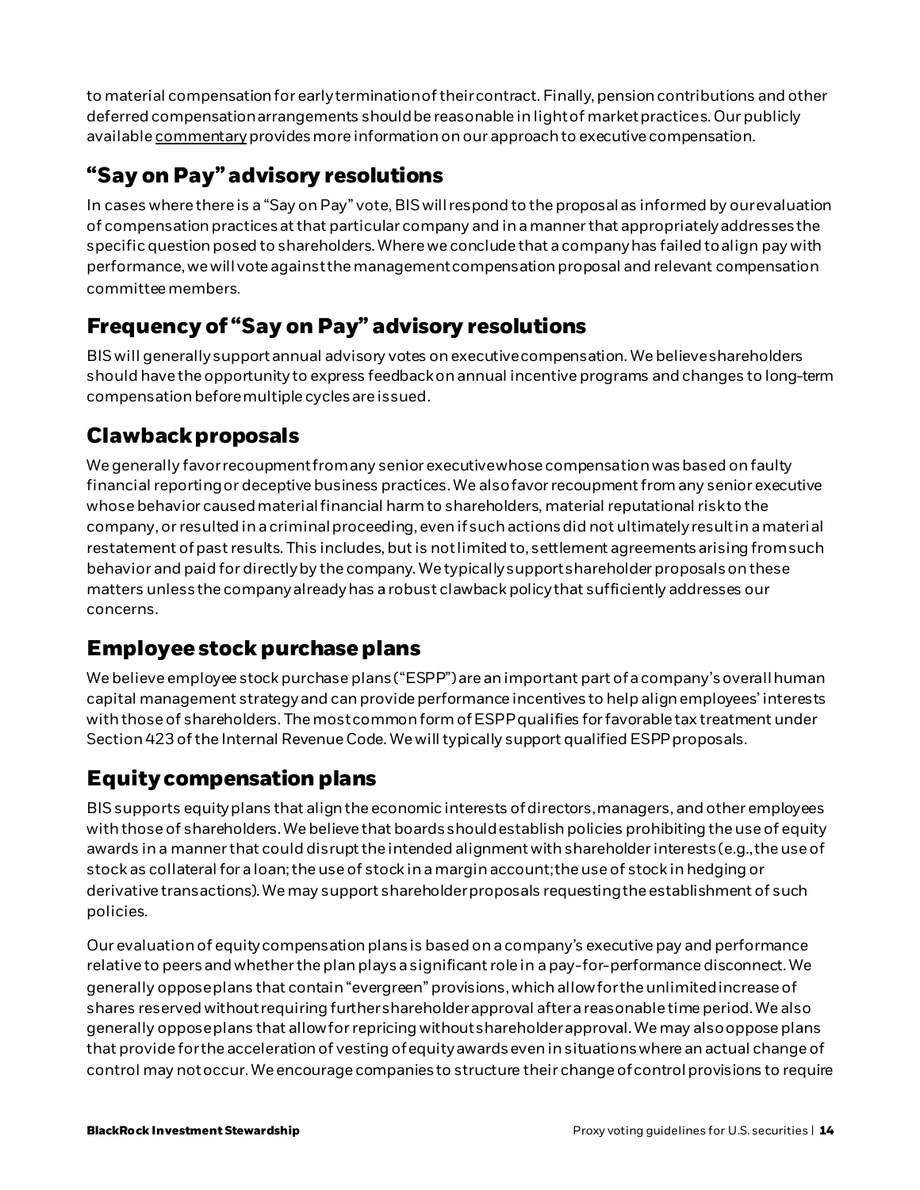to material compensation for early termination of their contract. Finally, pension contributions and other deferred compensation arrangements should be reasonable in light of market practices. Our publicly available commentary provides more information on our approach to executive compensation.

## "Say on Pay" advisory resolutions

In cases where there is a "Say on Pay" vote, BIS will respond to the proposal as informed by our evaluation of compensation practices at that particular company and in a manner that appropriately addresses the specific question posed to shareholders. Where we conclude that a company has failed to align pay with performance, we will vote against the management compensation proposal and relevant compensation committee members.

## Frequency of "Say on Pay" advisory resolutions

BIS will generally support annual advisory votes on executive compensation. We believe shareholders should have the opportunity to express feedback on annual incentive programs and changes to long-term compensation before multiple cycles are issued.

## Clawback proposals

We generally favor recoupment from any senior executive whose compensation was based on faulty financial reporting or deceptive business practices. We also favor recoupment from any senior executive whose behavior caused material financial harm to shareholders, material reputational risk to the company, or resulted in a criminal proceeding, even if such actions did not ultimately result in a material restatement of past results. This includes, but is not limited to, settlement agreements arising from such behavior and paid for directly by the company. We typically support shareholder proposals on these matters unless the company already has a robust clawback policy that sufficiently addresses our concerns.

## Employee stock purchase plans

We believe employee stock purchase plans ("ESPP") are an important part of a company's overall human capital management strategy and can provide performance incentives to help align employees' interests with those of shareholders. The most common form of ESPP qualifies for favorable tax treatment under Section 423 of the Internal Revenue Code. We will typically support qualified ESPP proposals.

## Equity compensation plans

BIS supports equity plans that align the economic interests of directors, managers, and other employees with those of shareholders. We believe that boards should establish policies prohibiting the use of equity awards in a manner that could disrupt the intended alignment with shareholder interests (e.g., the use of stock as collateral for a loan; the use of stock in a margin account; the use of stock in hedging or derivative transactions). We may support shareholder proposals requesting the establishment of such policies.

Our evaluation of equity compensation plans is based on a company's executive pay and performance relative to peers and whether the plan plays a significant role in a pay-for-performance disconnect. We generally oppose plans that contain "evergreen" provisions, which allow for the unlimited increase of shares reserved without requiring further shareholder approval after a reasonable time period. We also generally oppose plans that allow for repricing without shareholder approval. We may also oppose plans that provide for the acceleration of vesting of equity awards even in situations where an actual change of control may not occur. We encourage companies to structure their change of control provisions to require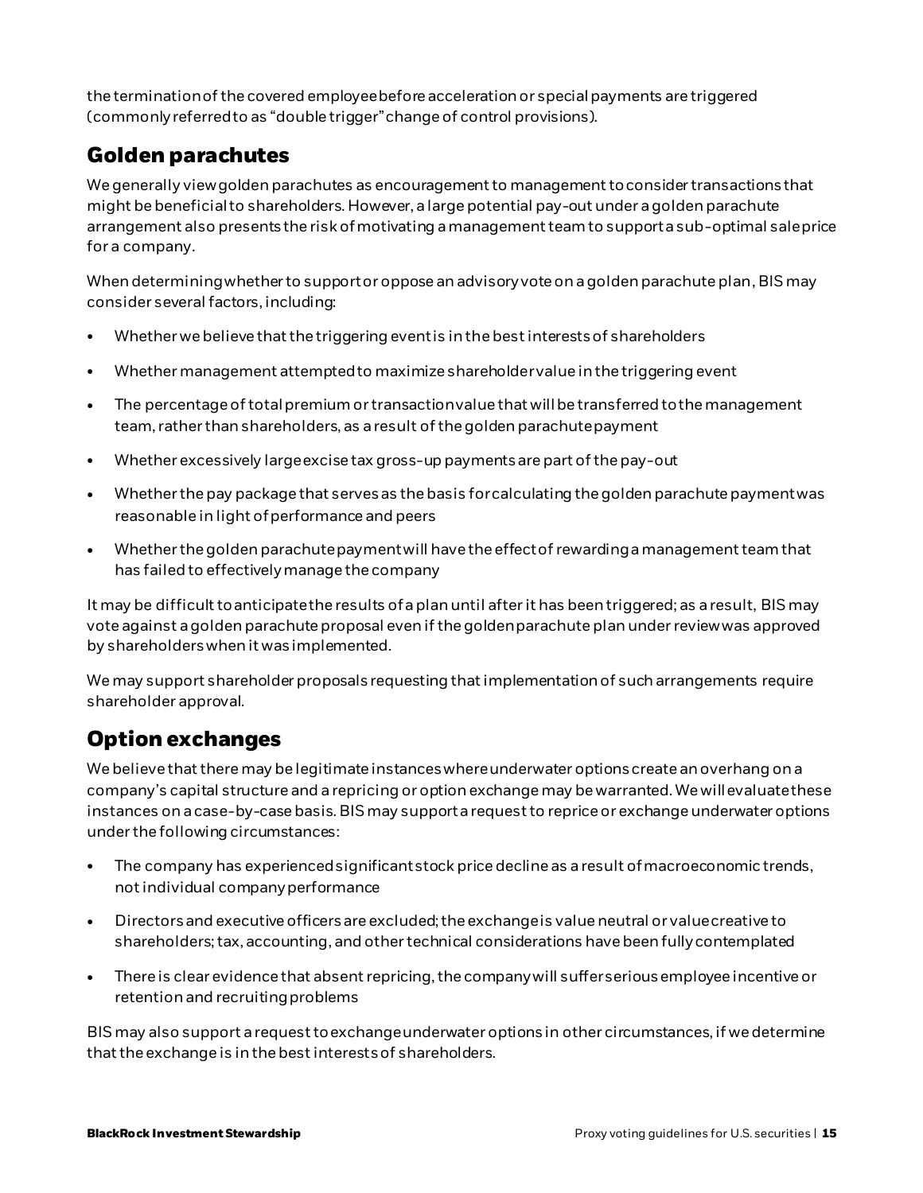the termination of the covered employee before acceleration or special payments are triggered (commonly referred to as "double trigger" change of control provisions).

## Golden parachutes

We generally view golden parachutes as encouragement to management to consider transactions that might be beneficial to shareholders. However, a large potential pay-out under a golden parachute arrangement also presents the risk of motivating a management team to support a sub-optimal sale price for a company.

When determining whether to support or oppose an advisory vote on a golden parachute plan, BIS may consider several factors, including:

- Whether we believe that the triggering event is in the best interests of shareholders
- Whether management attempted to maximize shareholder value in the triggering event
- The percentage of total premium or transaction value that will be transferred to the management team, rather than shareholders, as a result of the golden parachute payment
- Whether excessively large excise tax gross-up payments are part of the pay-out
- Whether the pay package that serves as the basis for calculating the golden parachute payment was reasonable in light of performance and peers
- Whether the golden parachute payment will have the effect of rewarding a management team that has failed to effectively manage the company

It may be difficult to anticipate the results of a plan until after it has been triggered; as a result, BIS may vote against a golden parachute proposal even if the golden parachute plan under review was approved by shareholders when it was implemented.

We may support shareholder proposals requesting that implementation of such arrangements require shareholder approval.

## Option exchanges

We believe that there may be legitimate instances where underwater options create an overhang on a company's capital structure and a repricing or option exchange may be warranted. We will evaluate these instances on a case-by-case basis. BIS may support a request to reprice or exchange underwater options under the following circumstances:

- The company has experienced significant stock price decline as a result of macroeconomic trends, not individual company performance
- Directors and executive officers are excluded; the exchange is value neutral or value creative to shareholders; tax, accounting, and other technical considerations have been fully contemplated
- There is clear evidence that absent repricing, the company will suffer serious employee incentive or retention and recruiting problems

BIS may also support a request to exchange underwater options in other circumstances, if we determine that the exchange is in the best interests of shareholders.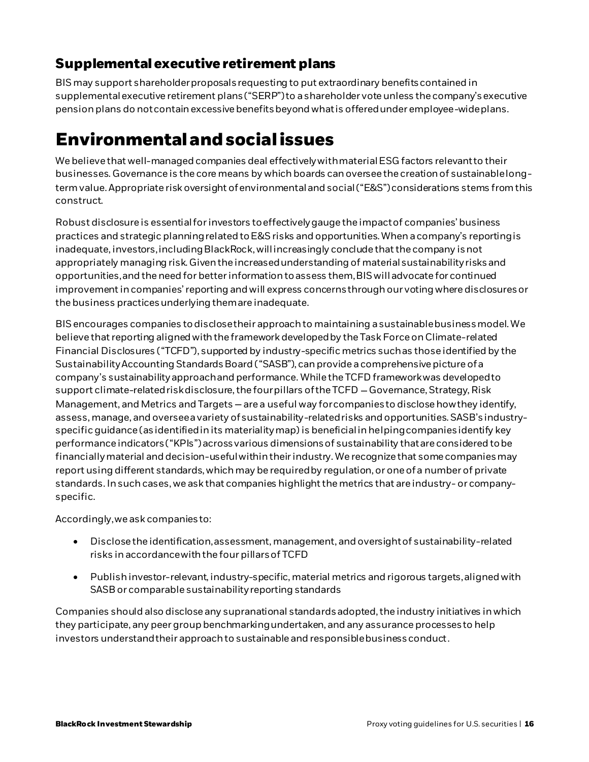### Supplemental executive retirement plans

BIS may support shareholder proposals requesting to put extraordinary benefits contained in supplemental executive retirement plans ("SERP") to a shareholder vote unless the company's executive pension plans do not contain excessive benefits beyond what is offered under employee-wide plans.

## Environmental and social issues

We believe that well-managed companies deal effectively with material ESG factors relevant to their businesses. Governance is the core means by which boards can oversee the creation of sustainable long-term value. Appropriate risk oversight of environmental and social ("E&S") considerations stems from this construct.

Robust disclosure is essential for investors to effectively gauge the impact of companies' business practices and strategic planning related to E&S risks and opportunities. When a company's reporting is inadequate, investors, including BlackRock, will increasingly conclude that the company is not appropriately managing risk. Given the increased understanding of material sustainability risks and opportunities, and the need for better information to assess them, BIS will advocate for continued improvement in companies' reporting and will express concerns through our voting where disclosures or the business practices underlying them are inadequate.

BIS encourages companies to disclose their approach to maintaining a sustainable business model. We believe that reporting aligned with the framework developed by the Task Force on Climate-related Financial Disclosures ("TCFD"), supported by industry-specific metrics such as those identified by the Sustainability Accounting Standards Board ("SASB"), can provide a comprehensive picture of a company's sustainability approach and performance. While the TCFD framework was developed to support climate-related risk disclosure, the four pillars of the TCFD – Governance, Strategy, Risk Management, and Metrics and Targets – are a useful way for companies to disclose how they identify, assess, manage, and oversee a variety of sustainability-related risks and opportunities. SASB's industry-specific guidance (as identified in its materiality map) is beneficial in helping companies identify key performance indicators ("KPIs") across various dimensions of sustainability that are considered to be financially material and decision-useful within their industry. We recognize that some companies may report using different standards, which may be required by regulation, or one of a number of private standards. In such cases, we ask that companies highlight the metrics that are industry- or company-specific.

Accordingly, we ask companies to:

- Disclose the identification, assessment, management, and oversight of sustainability-related risks in accordance with the four pillars of TCFD
- Publish investor-relevant, industry-specific, material metrics and rigorous targets, aligned with SASB or comparable sustainability reporting standards

Companies should also disclose any supranational standards adopted, the industry initiatives in which they participate, any peer group benchmarking undertaken, and any assurance processes to help investors understand their approach to sustainable and responsible business conduct.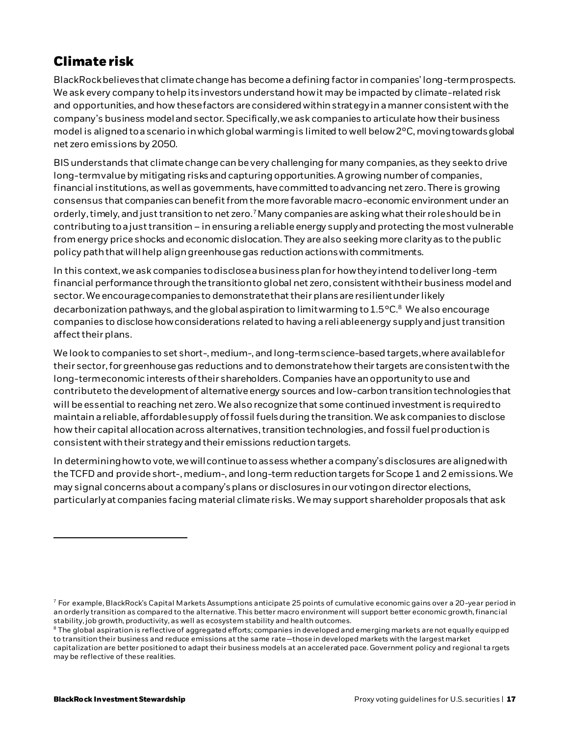## Climate risk

BlackRock believes that climate change has become a defining factor in companies' long-term prospects. We ask every company to help its investors understand how it may be impacted by climate-related risk and opportunities, and how these factors are considered within strategy in a manner consistent with the company's business model and sector. Specifically, we ask companies to articulate how their business model is aligned to a scenario in which global warming is limited to well below 2°C, moving towards global net zero emissions by 2050.

BIS understands that climate change can be very challenging for many companies, as they seek to drive long-term value by mitigating risks and capturing opportunities. A growing number of companies, financial institutions, as well as governments, have committed to advancing net zero. There is growing consensus that companies can benefit from the more favorable macro-economic environment under an orderly, timely, and just transition to net zero.[7] Many companies are asking what their role should be in contributing to a just transition – in ensuring a reliable energy supply and protecting the most vulnerable from energy price shocks and economic dislocation. They are also seeking more clarity as to the public policy path that will help align greenhouse gas reduction actions with commitments.

In this context, we ask companies to disclose a business plan for how they intend to deliver long-term financial performance through the transition to global net zero, consistent with their business model and sector. We encourage companies to demonstrate that their plans are resilient under likely decarbonization pathways, and the global aspiration to limit warming to 1.5°C.[8] We also encourage companies to disclose how considerations related to having a reliable energy supply and just transition affect their plans.

We look to companies to set short-, medium-, and long-term science-based targets, where available for their sector, for greenhouse gas reductions and to demonstrate how their targets are consistent with the long-term economic interests of their shareholders. Companies have an opportunity to use and contribute to the development of alternative energy sources and low-carbon transition technologies that will be essential to reaching net zero. We also recognize that some continued investment is required to maintain a reliable, affordable supply of fossil fuels during the transition. We ask companies to disclose how their capital allocation across alternatives, transition technologies, and fossil fuel production is consistent with their strategy and their emissions reduction targets.

In determining how to vote, we will continue to assess whether a company's disclosures are aligned with the TCFD and provide short-, medium-, and long-term reduction targets for Scope 1 and 2 emissions. We may signal concerns about a company's plans or disclosures in our voting on director elections, particularly at companies facing material climate risks. We may support shareholder proposals that ask

---

[7] For example, BlackRock's Capital Markets Assumptions anticipate 25 points of cumulative economic gains over a 20-year period in an orderly transition as compared to the alternative. This better macro environment will support better economic growth, financial stability, job growth, productivity, as well as ecosystem stability and health outcomes.

[8] The global aspiration is reflective of aggregated efforts; companies in developed and emerging markets are not equally equipped to transition their business and reduce emissions at the same rate—those in developed markets with the largest market capitalization are better positioned to adapt their business models at an accelerated pace. Government policy and regional targets may be reflective of these realities.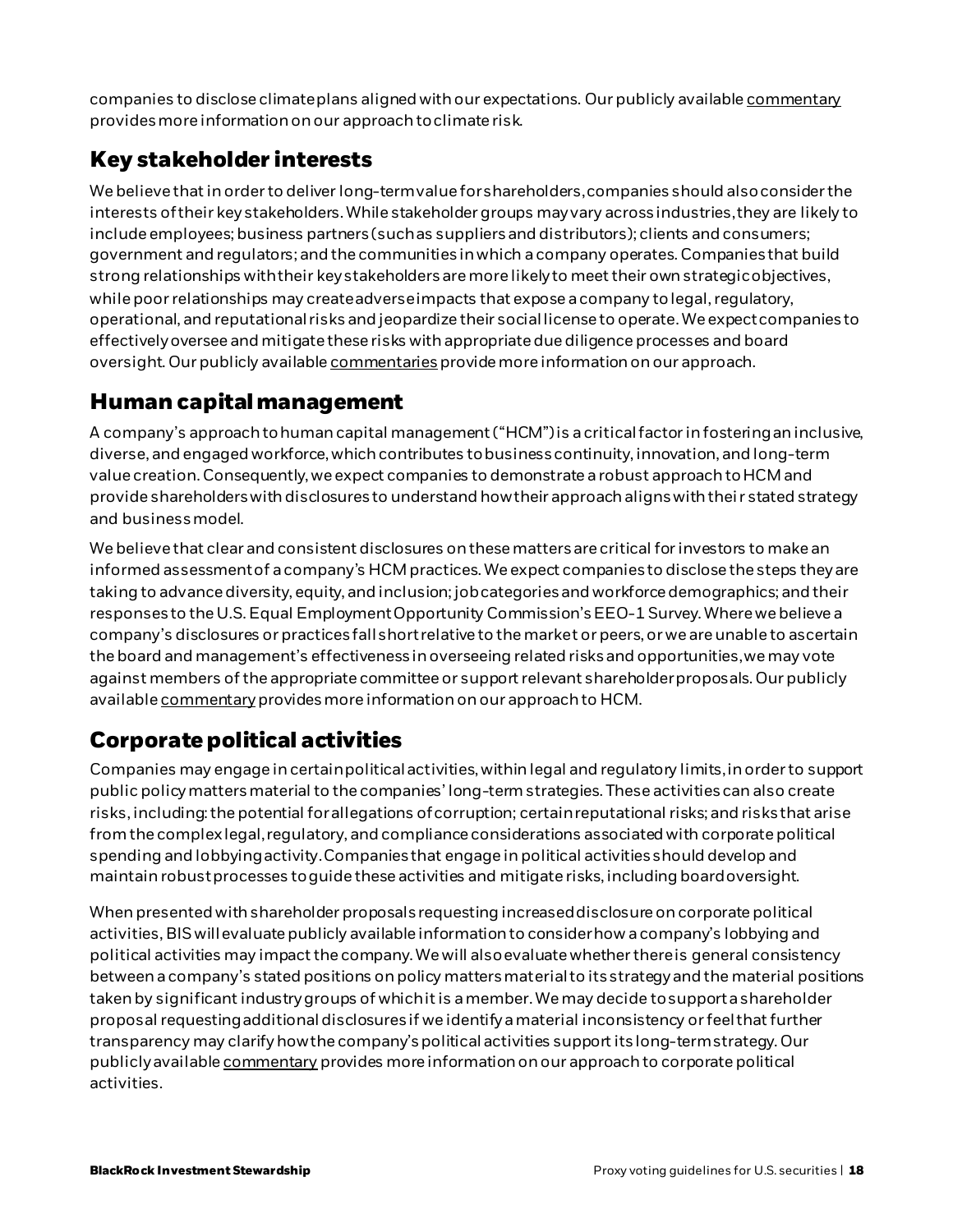companies to disclose climate plans aligned with our expectations. Our publicly available commentary provides more information on our approach to climate risk.

## Key stakeholder interests

We believe that in order to deliver long-term value for shareholders, companies should also consider the interests of their key stakeholders. While stakeholder groups may vary across industries, they are likely to include employees; business partners (such as suppliers and distributors); clients and consumers; government and regulators; and the communities in which a company operates. Companies that build strong relationships with their key stakeholders are more likely to meet their own strategic objectives, while poor relationships may create adverse impacts that expose a company to legal, regulatory, operational, and reputational risks and jeopardize their social license to operate. We expect companies to effectively oversee and mitigate these risks with appropriate due diligence processes and board oversight. Our publicly available commentaries provide more information on our approach.

## Human capital management

A company's approach to human capital management ("HCM") is a critical factor in fostering an inclusive, diverse, and engaged workforce, which contributes to business continuity, innovation, and long-term value creation. Consequently, we expect companies to demonstrate a robust approach to HCM and provide shareholders with disclosures to understand how their approach aligns with their stated strategy and business model.

We believe that clear and consistent disclosures on these matters are critical for investors to make an informed assessment of a company's HCM practices. We expect companies to disclose the steps they are taking to advance diversity, equity, and inclusion; job categories and workforce demographics; and their responses to the U.S. Equal Employment Opportunity Commission's EEO-1 Survey. Where we believe a company's disclosures or practices fall short relative to the market or peers, or we are unable to ascertain the board and management's effectiveness in overseeing related risks and opportunities, we may vote against members of the appropriate committee or support relevant shareholder proposals. Our publicly available commentary provides more information on our approach to HCM.

## Corporate political activities

Companies may engage in certain political activities, within legal and regulatory limits, in order to support public policy matters material to the companies' long-term strategies. These activities can also create risks, including: the potential for allegations of corruption; certain reputational risks; and risks that arise from the complex legal, regulatory, and compliance considerations associated with corporate political spending and lobbying activity. Companies that engage in political activities should develop and maintain robust processes to guide these activities and mitigate risks, including board oversight.

When presented with shareholder proposals requesting increased disclosure on corporate political activities, BIS will evaluate publicly available information to consider how a company's lobbying and political activities may impact the company. We will also evaluate whether there is general consistency between a company's stated positions on policy matters material to its strategy and the material positions taken by significant industry groups of which it is a member. We may decide to support a shareholder proposal requesting additional disclosures if we identify a material inconsistency or feel that further transparency may clarify how the company's political activities support its long-term strategy. Our publicly available commentary provides more information on our approach to corporate political activities.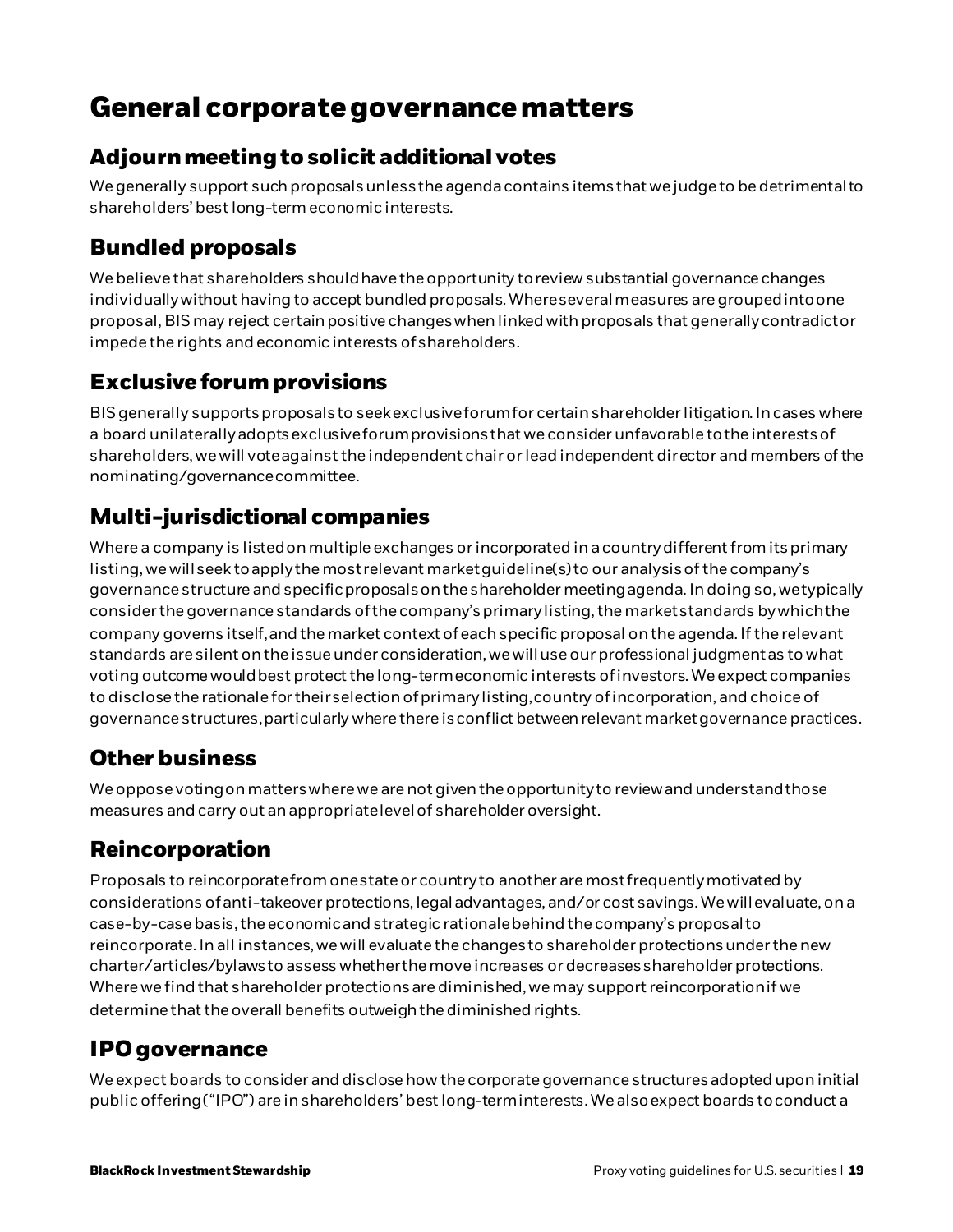# General corporate governance matters

## Adjourn meeting to solicit additional votes

We generally support such proposals unless the agenda contains items that we judge to be detrimental to shareholders' best long-term economic interests.

## Bundled proposals

We believe that shareholders should have the opportunity to review substantial governance changes individually without having to accept bundled proposals. Where several measures are grouped into one proposal, BIS may reject certain positive changes when linked with proposals that generally contradict or impede the rights and economic interests of shareholders.

## Exclusive forum provisions

BIS generally supports proposals to seek exclusive forum for certain shareholder litigation. In cases where a board unilaterally adopts exclusive forum provisions that we consider unfavorable to the interests of shareholders, we will vote against the independent chair or lead independent director and members of the nominating/governance committee.

## Multi-jurisdictional companies

Where a company is listed on multiple exchanges or incorporated in a country different from its primary listing, we will seek to apply the most relevant market guideline(s) to our analysis of the company's governance structure and specific proposals on the shareholder meeting agenda. In doing so, we typically consider the governance standards of the company's primary listing, the market standards by which the company governs itself, and the market context of each specific proposal on the agenda. If the relevant standards are silent on the issue under consideration, we will use our professional judgment as to what voting outcome would best protect the long-term economic interests of investors. We expect companies to disclose the rationale for their selection of primary listing, country of incorporation, and choice of governance structures, particularly where there is conflict between relevant market governance practices.

## Other business

We oppose voting on matters where we are not given the opportunity to review and understand those measures and carry out an appropriate level of shareholder oversight.

## Reincorporation

Proposals to reincorporate from one state or country to another are most frequently motivated by considerations of anti-takeover protections, legal advantages, and/or cost savings. We will evaluate, on a case-by-case basis, the economic and strategic rationale behind the company's proposal to reincorporate. In all instances, we will evaluate the changes to shareholder protections under the new charter/articles/bylaws to assess whether the move increases or decreases shareholder protections. Where we find that shareholder protections are diminished, we may support reincorporation if we determine that the overall benefits outweigh the diminished rights.

## IPO governance

We expect boards to consider and disclose how the corporate governance structures adopted upon initial public offering ("IPO") are in shareholders' best long-term interests. We also expect boards to conduct a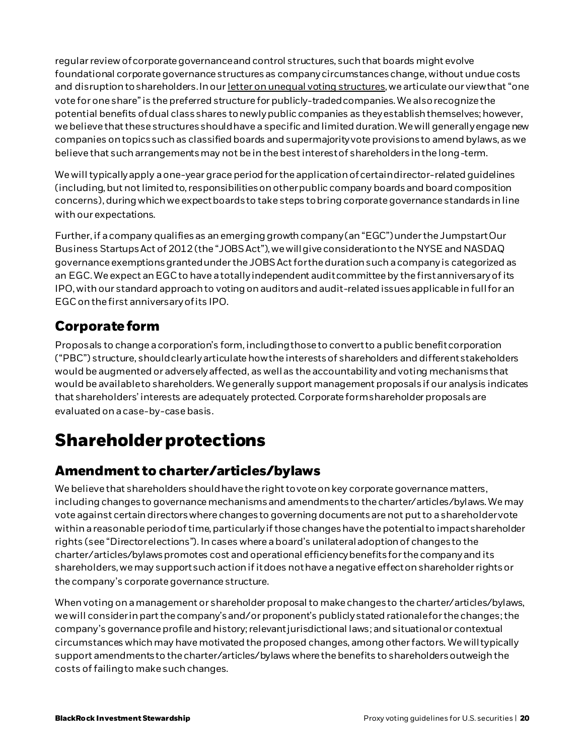regular review of corporate governance and control structures, such that boards might evolve foundational corporate governance structures as company circumstances change, without undue costs and disruption to shareholders. In our letter on unequal voting structures, we articulate our view that "one vote for one share" is the preferred structure for publicly-traded companies. We also recognize the potential benefits of dual class shares to newly public companies as they establish themselves; however, we believe that these structures should have a specific and limited duration. We will generally engage new companies on topics such as classified boards and supermajority vote provisions to amend bylaws, as we believe that such arrangements may not be in the best interest of shareholders in the long-term.

We will typically apply a one-year grace period for the application of certain director-related guidelines (including, but not limited to, responsibilities on other public company boards and board composition concerns), during which we expect boards to take steps to bring corporate governance standards in line with our expectations.

Further, if a company qualifies as an emerging growth company (an "EGC") under the Jumpstart Our Business Startups Act of 2012 (the "JOBS Act"), we will give consideration to the NYSE and NASDAQ governance exemptions granted under the JOBS Act for the duration such a company is categorized as an EGC. We expect an EGC to have a totally independent audit committee by the first anniversary of its IPO, with our standard approach to voting on auditors and audit-related issues applicable in full for an EGC on the first anniversary of its IPO.

## Corporate form

Proposals to change a corporation's form, including those to convert to a public benefit corporation ("PBC") structure, should clearly articulate how the interests of shareholders and different stakeholders would be augmented or adversely affected, as well as the accountability and voting mechanisms that would be available to shareholders. We generally support management proposals if our analysis indicates that shareholders' interests are adequately protected. Corporate form shareholder proposals are evaluated on a case-by-case basis.

# Shareholder protections

## Amendment to charter/articles/bylaws

We believe that shareholders should have the right to vote on key corporate governance matters, including changes to governance mechanisms and amendments to the charter/articles/bylaws. We may vote against certain directors where changes to governing documents are not put to a shareholder vote within a reasonable period of time, particularly if those changes have the potential to impact shareholder rights (see "Director elections"). In cases where a board's unilateral adoption of changes to the charter/articles/bylaws promotes cost and operational efficiency benefits for the company and its shareholders, we may support such action if it does not have a negative effect on shareholder rights or the company's corporate governance structure.

When voting on a management or shareholder proposal to make changes to the charter/articles/bylaws, we will consider in part the company's and/or proponent's publicly stated rationale for the changes; the company's governance profile and history; relevant jurisdictional laws; and situational or contextual circumstances which may have motivated the proposed changes, among other factors. We will typically support amendments to the charter/articles/bylaws where the benefits to shareholders outweigh the costs of failing to make such changes.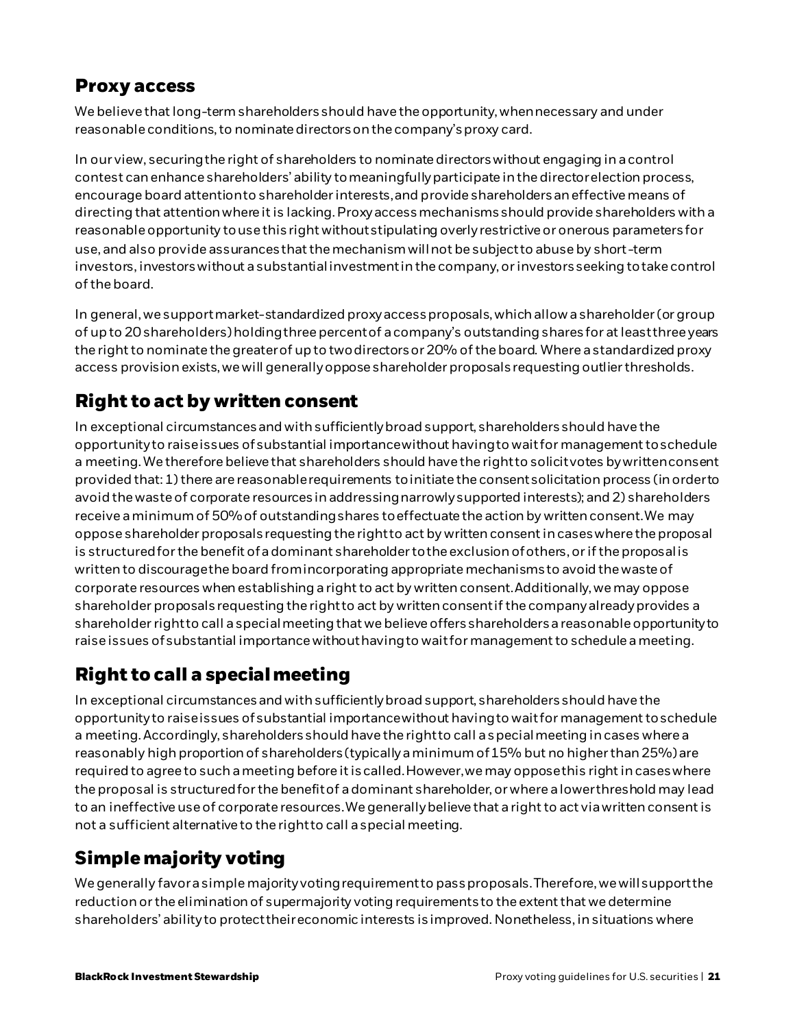## Proxy access

We believe that long-term shareholders should have the opportunity, when necessary and under reasonable conditions, to nominate directors on the company's proxy card.

In our view, securing the right of shareholders to nominate directors without engaging in a control contest can enhance shareholders' ability to meaningfully participate in the director election process, encourage board attention to shareholder interests, and provide shareholders an effective means of directing that attention where it is lacking. Proxy access mechanisms should provide shareholders with a reasonable opportunity to use this right without stipulating overly restrictive or onerous parameters for use, and also provide assurances that the mechanism will not be subject to abuse by short-term investors, investors without a substantial investment in the company, or investors seeking to take control of the board.

In general, we support market-standardized proxy access proposals, which allow a shareholder (or group of up to 20 shareholders) holding three percent of a company's outstanding shares for at least three years the right to nominate the greater of up to two directors or 20% of the board. Where a standardized proxy access provision exists, we will generally oppose shareholder proposals requesting outlier thresholds.

## Right to act by written consent

In exceptional circumstances and with sufficiently broad support, shareholders should have the opportunity to raise issues of substantial importance without having to wait for management to schedule a meeting. We therefore believe that shareholders should have the right to solicit votes by written consent provided that: 1) there are reasonable requirements to initiate the consent solicitation process (in order to avoid the waste of corporate resources in addressing narrowly supported interests); and 2) shareholders receive a minimum of 50% of outstanding shares to effectuate the action by written consent. We may oppose shareholder proposals requesting the right to act by written consent in cases where the proposal is structured for the benefit of a dominant shareholder to the exclusion of others, or if the proposal is written to discourage the board from incorporating appropriate mechanisms to avoid the waste of corporate resources when establishing a right to act by written consent. Additionally, we may oppose shareholder proposals requesting the right to act by written consent if the company already provides a shareholder right to call a special meeting that we believe offers shareholders a reasonable opportunity to raise issues of substantial importance without having to wait for management to schedule a meeting.

## Right to call a special meeting

In exceptional circumstances and with sufficiently broad support, shareholders should have the opportunity to raise issues of substantial importance without having to wait for management to schedule a meeting. Accordingly, shareholders should have the right to call a special meeting in cases where a reasonably high proportion of shareholders (typically a minimum of 15% but no higher than 25%) are required to agree to such a meeting before it is called. However, we may oppose this right in cases where the proposal is structured for the benefit of a dominant shareholder, or where a lower threshold may lead to an ineffective use of corporate resources. We generally believe that a right to act via written consent is not a sufficient alternative to the right to call a special meeting.

## Simple majority voting

We generally favor a simple majority voting requirement to pass proposals. Therefore, we will support the reduction or the elimination of supermajority voting requirements to the extent that we determine shareholders' ability to protect their economic interests is improved. Nonetheless, in situations where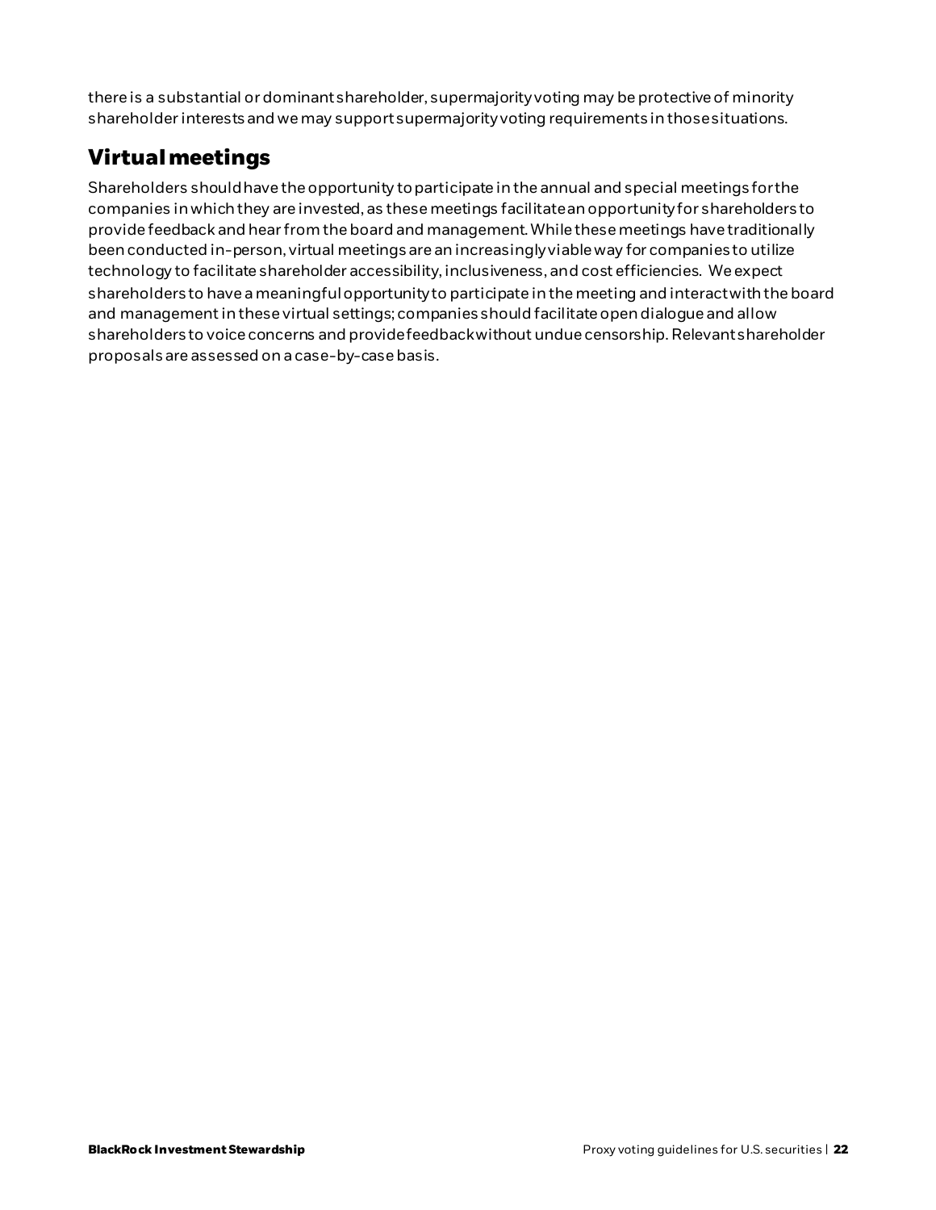there is a substantial or dominant shareholder, supermajority voting may be protective of minority shareholder interests and we may support supermajority voting requirements in those situations.

## Virtual meetings

Shareholders should have the opportunity to participate in the annual and special meetings for the companies in which they are invested, as these meetings facilitate an opportunity for shareholders to provide feedback and hear from the board and management. While these meetings have traditionally been conducted in-person, virtual meetings are an increasingly viable way for companies to utilize technology to facilitate shareholder accessibility, inclusiveness, and cost efficiencies. We expect shareholders to have a meaningful opportunity to participate in the meeting and interact with the board and management in these virtual settings; companies should facilitate open dialogue and allow shareholders to voice concerns and provide feedback without undue censorship. Relevant shareholder proposals are assessed on a case-by-case basis.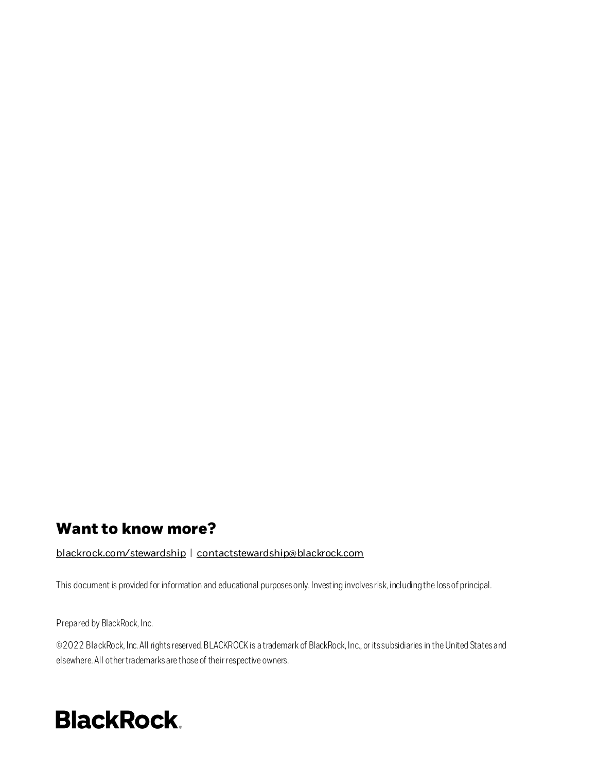## Want to know more?

blackrock.com/stewardship | contactstewardship@blackrock.com

This document is provided for information and educational purposes only. Investing involves risk, including the loss of principal.

Prepared by BlackRock, Inc.

©2022 BlackRock, Inc. All rights reserved. BLACKROCK is a trademark of BlackRock, Inc., or its subsidiaries in the United States and elsewhere. All other trademarks are those of their respective owners.

BlackRock.